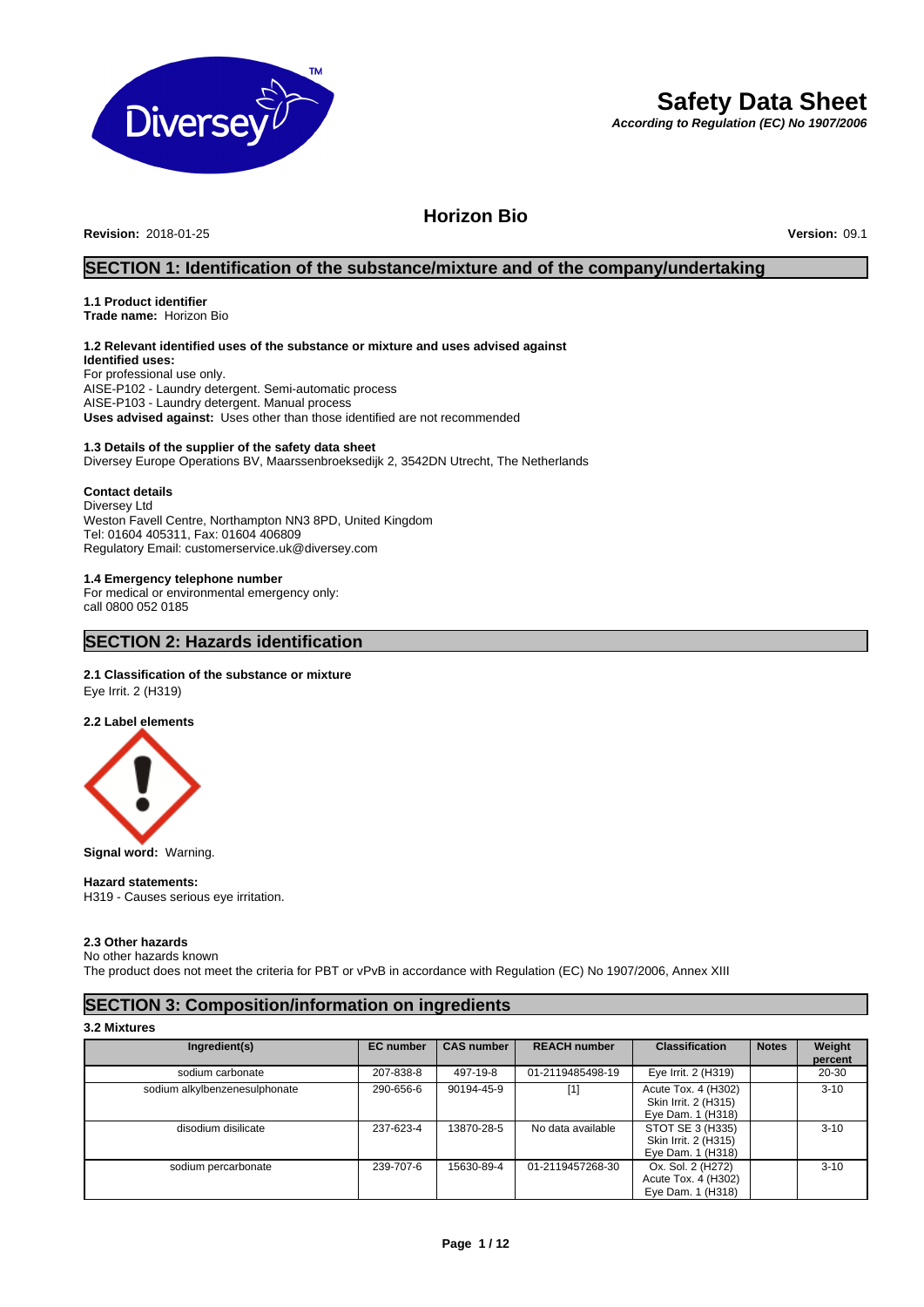# Safety Data Sheet

*According to Regulation (EC) No 1907/2006*

## Horizon Bio

**Revision:** 2018-01-25 **Version:** 09.1

## SECTION 1: Identification of the substance/mixture and of the company/undertaking

### 1.1 Product identifier

**Trade name:** Horizon Bio

### 1.2 Relevant identified uses of the substance or mixture and uses advised against

**Identified uses:**
For professional use only.
AISE-P102 - Laundry detergent. Semi-automatic process
AISE-P103 - Laundry detergent. Manual process
**Uses advised against:** Uses other than those identified are not recommended

### 1.3 Details of the supplier of the safety data sheet

Diversey Europe Operations BV, Maarssenbroeksedijk 2, 3542DN Utrecht, The Netherlands

**Contact details**
Diversey Ltd
Weston Favell Centre, Northampton NN3 8PD, United Kingdom
Tel: 01604 405311, Fax: 01604 406809
Regulatory Email: customerservice.uk@diversey.com

### 1.4 Emergency telephone number

For medical or environmental emergency only:
call 0800 052 0185

## SECTION 2: Hazards identification

### 2.1 Classification of the substance or mixture

Eye Irrit. 2 (H319)

### 2.2 Label elements

**Signal word:** Warning.

**Hazard statements:**
H319 - Causes serious eye irritation.

### 2.3 Other hazards

No other hazards known
The product does not meet the criteria for PBT or vPvB in accordance with Regulation (EC) No 1907/2006, Annex XIII

## SECTION 3: Composition/information on ingredients

### 3.2 Mixtures

| Ingredient(s) | EC number | CAS number | REACH number | Classification | Notes | Weight percent |
|---|---|---|---|---|---|---|
| sodium carbonate | 207-838-8 | 497-19-8 | 01-2119485498-19 | Eye Irrit. 2 (H319) | | 20-30 |
| sodium alkylbenzenesulphonate | 290-656-6 | 90194-45-9 | [1] | Acute Tox. 4 (H302) Skin Irrit. 2 (H315) Eye Dam. 1 (H318) | | 3-10 |
| disodium disilicate | 237-623-4 | 13870-28-5 | No data available | STOT SE 3 (H335) Skin Irrit. 2 (H315) Eye Dam. 1 (H318) | | 3-10 |
| sodium percarbonate | 239-707-6 | 15630-89-4 | 01-2119457268-30 | Ox. Sol. 2 (H272) Acute Tox. 4 (H302) Eye Dam. 1 (H318) | | 3-10 |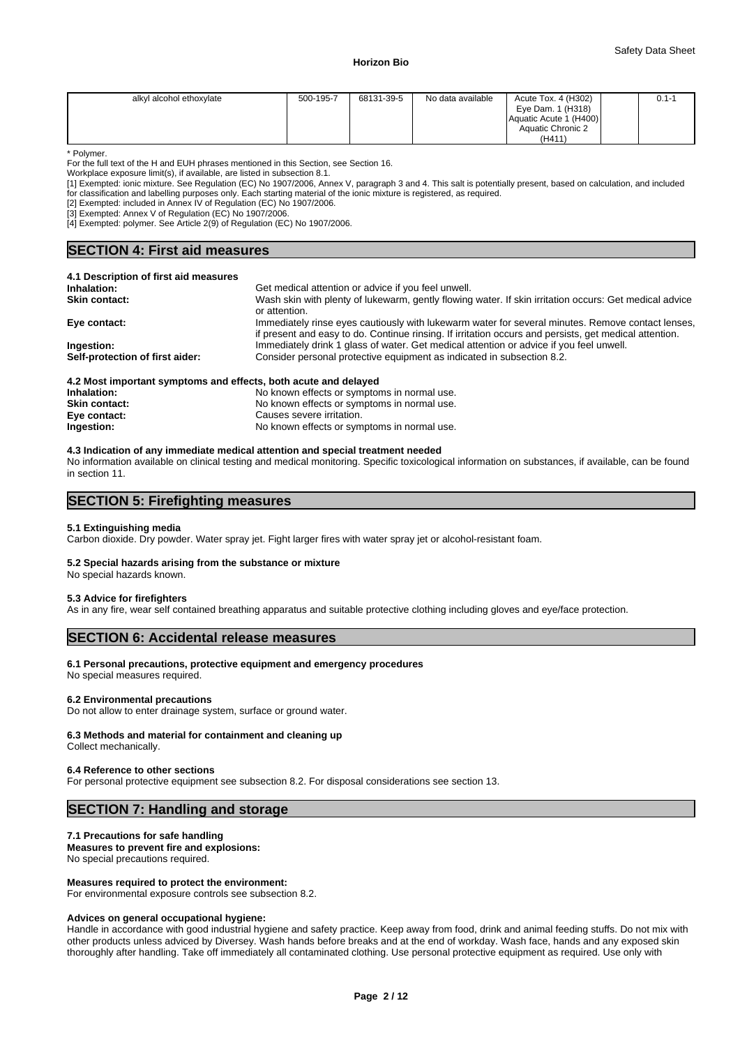| alkyl alcohol ethoxylate | 500-195-7 | 68131-39-5 | No data available | Acute Tox. 4 (H302) Eye Dam. 1 (H318) Aquatic Acute 1 (H400) Aquatic Chronic 2 (H411) | | 0.1-1 |
|---|---|---|---|---|---|---|

\* Polymer.

For the full text of the H and EUH phrases mentioned in this Section, see Section 16.

Workplace exposure limit(s), if available, are listed in subsection 8.1.

[1] Exempted: ionic mixture. See Regulation (EC) No 1907/2006, Annex V, paragraph 3 and 4. This salt is potentially present, based on calculation, and included for classification and labelling purposes only. Each starting material of the ionic mixture is registered, as required.

[2] Exempted: included in Annex IV of Regulation (EC) No 1907/2006.

[3] Exempted: Annex V of Regulation (EC) No 1907/2006.

[4] Exempted: polymer. See Article 2(9) of Regulation (EC) No 1907/2006.

## SECTION 4: First aid measures

### 4.1 Description of first aid measures

**Inhalation:** Get medical attention or advice if you feel unwell.

**Skin contact:** Wash skin with plenty of lukewarm, gently flowing water. If skin irritation occurs: Get medical advice or attention.

**Eye contact:** Immediately rinse eyes cautiously with lukewarm water for several minutes. Remove contact lenses, if present and easy to do. Continue rinsing. If irritation occurs and persists, get medical attention.

**Ingestion:** Immediately drink 1 glass of water. Get medical attention or advice if you feel unwell.

**Self-protection of first aider:** Consider personal protective equipment as indicated in subsection 8.2.

### 4.2 Most important symptoms and effects, both acute and delayed

**Inhalation:** No known effects or symptoms in normal use.

**Skin contact:** No known effects or symptoms in normal use.

**Eye contact:** Causes severe irritation.

**Ingestion:** No known effects or symptoms in normal use.

### 4.3 Indication of any immediate medical attention and special treatment needed

No information available on clinical testing and medical monitoring. Specific toxicological information on substances, if available, can be found in section 11.

## SECTION 5: Firefighting measures

### 5.1 Extinguishing media

Carbon dioxide. Dry powder. Water spray jet. Fight larger fires with water spray jet or alcohol-resistant foam.

### 5.2 Special hazards arising from the substance or mixture

No special hazards known.

### 5.3 Advice for firefighters

As in any fire, wear self contained breathing apparatus and suitable protective clothing including gloves and eye/face protection.

## SECTION 6: Accidental release measures

### 6.1 Personal precautions, protective equipment and emergency procedures

No special measures required.

### 6.2 Environmental precautions

Do not allow to enter drainage system, surface or ground water.

### 6.3 Methods and material for containment and cleaning up

Collect mechanically.

### 6.4 Reference to other sections

For personal protective equipment see subsection 8.2. For disposal considerations see section 13.

## SECTION 7: Handling and storage

### 7.1 Precautions for safe handling

**Measures to prevent fire and explosions:**

No special precautions required.

**Measures required to protect the environment:**

For environmental exposure controls see subsection 8.2.

**Advices on general occupational hygiene:**

Handle in accordance with good industrial hygiene and safety practice. Keep away from food, drink and animal feeding stuffs. Do not mix with other products unless adviced by Diversey. Wash hands before breaks and at the end of workday. Wash face, hands and any exposed skin thoroughly after handling. Take off immediately all contaminated clothing. Use personal protective equipment as required. Use only with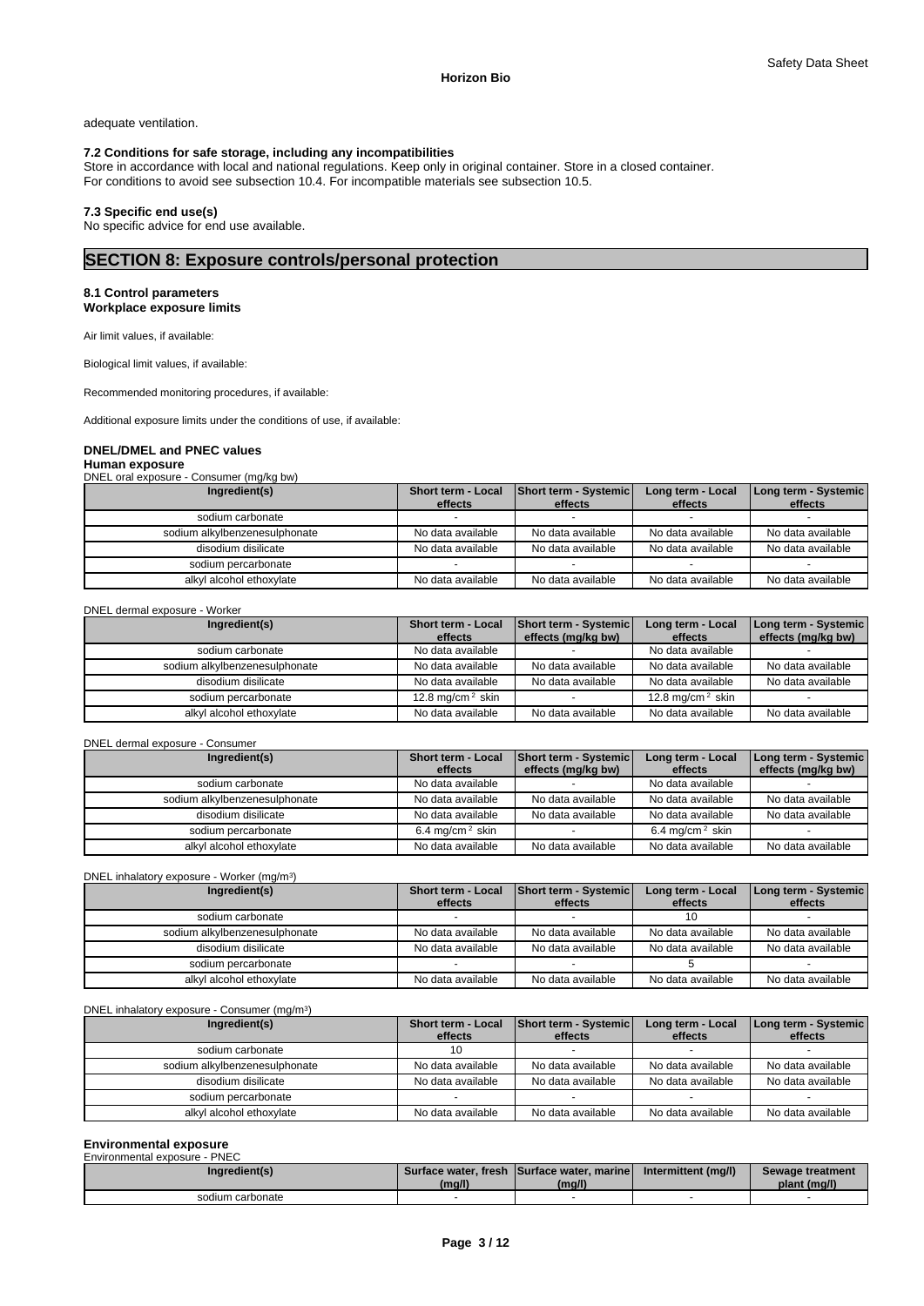adequate ventilation.

### 7.2 Conditions for safe storage, including any incompatibilities

Store in accordance with local and national regulations. Keep only in original container. Store in a closed container.
For conditions to avoid see subsection 10.4. For incompatible materials see subsection 10.5.

### 7.3 Specific end use(s)

No specific advice for end use available.

## SECTION 8: Exposure controls/personal protection

### 8.1 Control parameters
**Workplace exposure limits**

Air limit values, if available:

Biological limit values, if available:

Recommended monitoring procedures, if available:

Additional exposure limits under the conditions of use, if available:

**DNEL/DMEL and PNEC values**
**Human exposure**

DNEL oral exposure - Consumer (mg/kg bw)

| Ingredient(s) | Short term - Local effects | Short term - Systemic effects | Long term - Local effects | Long term - Systemic effects |
|---|---|---|---|---|
| sodium carbonate | - | - | - | - |
| sodium alkylbenzenesulphonate | No data available | No data available | No data available | No data available |
| disodium disilicate | No data available | No data available | No data available | No data available |
| sodium percarbonate | - | - | - | - |
| alkyl alcohol ethoxylate | No data available | No data available | No data available | No data available |

DNEL dermal exposure - Worker

| Ingredient(s) | Short term - Local effects | Short term - Systemic effects (mg/kg bw) | Long term - Local effects | Long term - Systemic effects (mg/kg bw) |
|---|---|---|---|---|
| sodium carbonate | No data available | - | No data available | - |
| sodium alkylbenzenesulphonate | No data available | No data available | No data available | No data available |
| disodium disilicate | No data available | No data available | No data available | No data available |
| sodium percarbonate | 12.8 mg/cm$^2$ skin | - | 12.8 mg/cm$^2$ skin | - |
| alkyl alcohol ethoxylate | No data available | No data available | No data available | No data available |

DNEL dermal exposure - Consumer

| Ingredient(s) | Short term - Local effects | Short term - Systemic effects (mg/kg bw) | Long term - Local effects | Long term - Systemic effects (mg/kg bw) |
|---|---|---|---|---|
| sodium carbonate | No data available | - | No data available | - |
| sodium alkylbenzenesulphonate | No data available | No data available | No data available | No data available |
| disodium disilicate | No data available | No data available | No data available | No data available |
| sodium percarbonate | 6.4 mg/cm$^2$ skin | - | 6.4 mg/cm$^2$ skin | - |
| alkyl alcohol ethoxylate | No data available | No data available | No data available | No data available |

DNEL inhalatory exposure - Worker (mg/m$^3$)

| Ingredient(s) | Short term - Local effects | Short term - Systemic effects | Long term - Local effects | Long term - Systemic effects |
|---|---|---|---|---|
| sodium carbonate | - | - | 10 | - |
| sodium alkylbenzenesulphonate | No data available | No data available | No data available | No data available |
| disodium disilicate | No data available | No data available | No data available | No data available |
| sodium percarbonate | - | - | 5 | - |
| alkyl alcohol ethoxylate | No data available | No data available | No data available | No data available |

DNEL inhalatory exposure - Consumer (mg/m$^3$)

| Ingredient(s) | Short term - Local effects | Short term - Systemic effects | Long term - Local effects | Long term - Systemic effects |
|---|---|---|---|---|
| sodium carbonate | 10 | - | - | - |
| sodium alkylbenzenesulphonate | No data available | No data available | No data available | No data available |
| disodium disilicate | No data available | No data available | No data available | No data available |
| sodium percarbonate | - | - | - | - |
| alkyl alcohol ethoxylate | No data available | No data available | No data available | No data available |

**Environmental exposure**

Environmental exposure - PNEC

| Ingredient(s) | Surface water, fresh (mg/l) | Surface water, marine (mg/l) | Intermittent (mg/l) | Sewage treatment plant (mg/l) |
|---|---|---|---|---|
| sodium carbonate | - | - | - | - |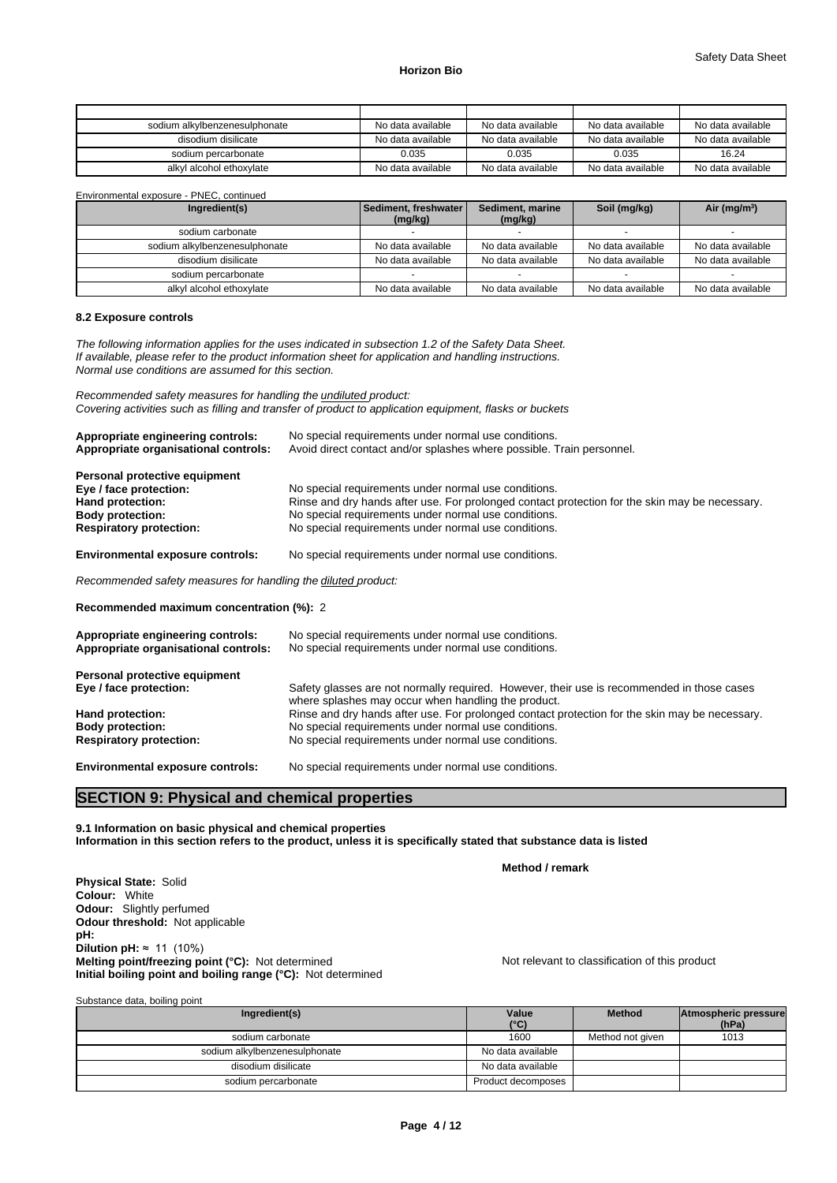| | | | | |
|---|---|---|---|---|
| sodium alkylbenzenesulphonate | No data available | No data available | No data available | No data available |
| disodium disilicate | No data available | No data available | No data available | No data available |
| sodium percarbonate | 0.035 | 0.035 | 0.035 | 16.24 |
| alkyl alcohol ethoxylate | No data available | No data available | No data available | No data available |

Environmental exposure - PNEC, continued

| Ingredient(s) | Sediment, freshwater (mg/kg) | Sediment, marine (mg/kg) | Soil (mg/kg) | Air (mg/m³) |
|---|---|---|---|---|
| sodium carbonate | - | - | - | - |
| sodium alkylbenzenesulphonate | No data available | No data available | No data available | No data available |
| disodium disilicate | No data available | No data available | No data available | No data available |
| sodium percarbonate | - | - | - | - |
| alkyl alcohol ethoxylate | No data available | No data available | No data available | No data available |

### 8.2 Exposure controls

*The following information applies for the uses indicated in subsection 1.2 of the Safety Data Sheet.*
*If available, please refer to the product information sheet for application and handling instructions.*
*Normal use conditions are assumed for this section.*

*Recommended safety measures for handling the undiluted product:*
*Covering activities such as filling and transfer of product to application equipment, flasks or buckets*

**Appropriate engineering controls:** No special requirements under normal use conditions.
**Appropriate organisational controls:** Avoid direct contact and/or splashes where possible. Train personnel.

**Personal protective equipment**
**Eye / face protection:** No special requirements under normal use conditions.
**Hand protection:** Rinse and dry hands after use. For prolonged contact protection for the skin may be necessary.
**Body protection:** No special requirements under normal use conditions.
**Respiratory protection:** No special requirements under normal use conditions.

**Environmental exposure controls:** No special requirements under normal use conditions.

*Recommended safety measures for handling the diluted product:*

**Recommended maximum concentration (%):** 2

**Appropriate engineering controls:** No special requirements under normal use conditions.
**Appropriate organisational controls:** No special requirements under normal use conditions.

**Personal protective equipment**
**Eye / face protection:** Safety glasses are not normally required. However, their use is recommended in those cases where splashes may occur when handling the product.
**Hand protection:** Rinse and dry hands after use. For prolonged contact protection for the skin may be necessary.
**Body protection:** No special requirements under normal use conditions.
**Respiratory protection:** No special requirements under normal use conditions.

**Environmental exposure controls:** No special requirements under normal use conditions.

## SECTION 9: Physical and chemical properties

**9.1 Information on basic physical and chemical properties**
**Information in this section refers to the product, unless it is specifically stated that substance data is listed**

**Method / remark**

**Physical State:** Solid
**Colour:** White
**Odour:** Slightly perfumed
**Odour threshold:** Not applicable
**pH:**
**Dilution pH:** ≈ 11 (10%)
**Melting point/freezing point (°C):** Not determined — Not relevant to classification of this product
**Initial boiling point and boiling range (°C):** Not determined

Substance data, boiling point

| Ingredient(s) | Value (°C) | Method | Atmospheric pressure (hPa) |
|---|---|---|---|
| sodium carbonate | 1600 | Method not given | 1013 |
| sodium alkylbenzenesulphonate | No data available | | |
| disodium disilicate | No data available | | |
| sodium percarbonate | Product decomposes | | |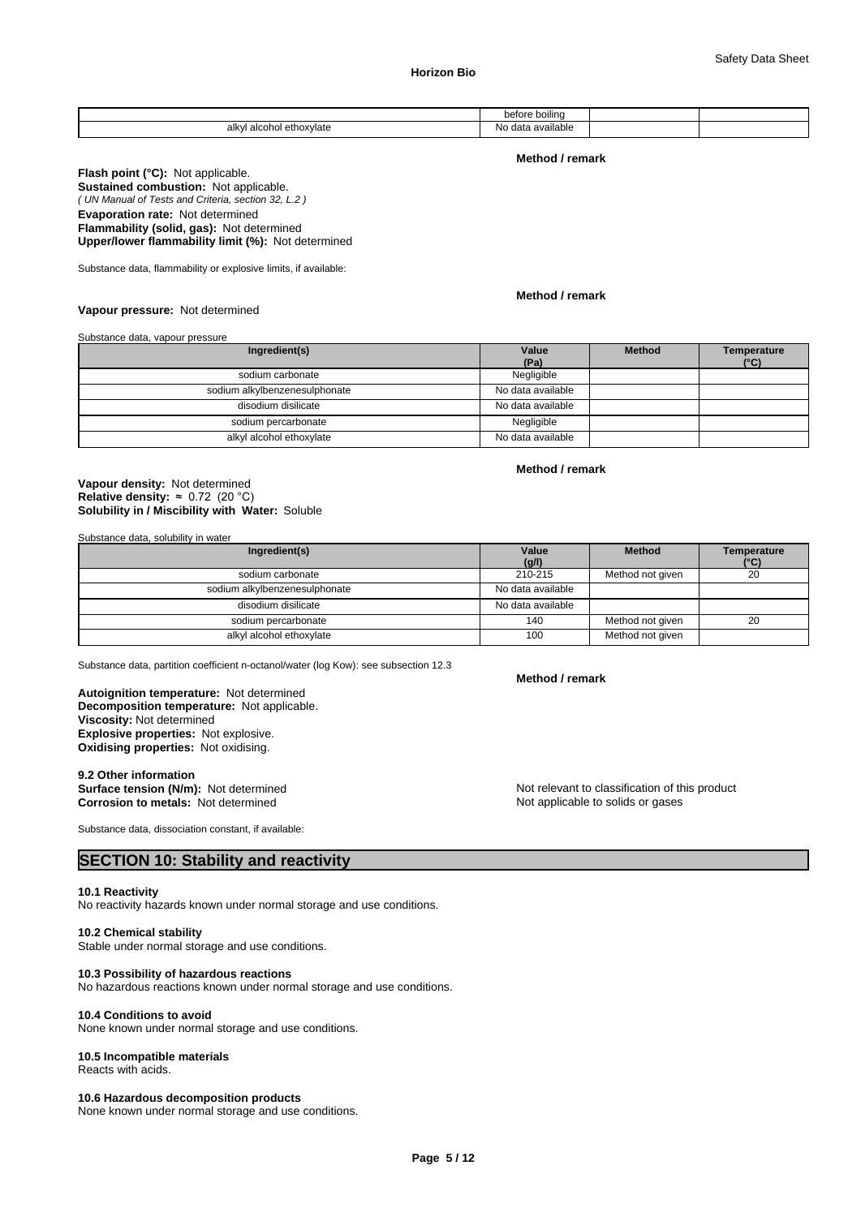| | before boiling | | |
|---|---|---|---|
| alkyl alcohol ethoxylate | No data available | | |

**Method / remark**

**Flash point (°C):** Not applicable.
**Sustained combustion:** Not applicable.
*( UN Manual of Tests and Criteria, section 32, L.2 )*
**Evaporation rate:** Not determined
**Flammability (solid, gas):** Not determined
**Upper/lower flammability limit (%):** Not determined

Substance data, flammability or explosive limits, if available:

**Method / remark**

**Vapour pressure:** Not determined

Substance data, vapour pressure

| Ingredient(s) | Value (Pa) | Method | Temperature (°C) |
|---|---|---|---|
| sodium carbonate | Negligible | | |
| sodium alkylbenzenesulphonate | No data available | | |
| disodium disilicate | No data available | | |
| sodium percarbonate | Negligible | | |
| alkyl alcohol ethoxylate | No data available | | |

**Method / remark**

**Vapour density:** Not determined
**Relative density:** ≈ 0.72 (20 °C)
**Solubility in / Miscibility with Water:** Soluble

Substance data, solubility in water

| Ingredient(s) | Value (g/l) | Method | Temperature (°C) |
|---|---|---|---|
| sodium carbonate | 210-215 | Method not given | 20 |
| sodium alkylbenzenesulphonate | No data available | | |
| disodium disilicate | No data available | | |
| sodium percarbonate | 140 | Method not given | 20 |
| alkyl alcohol ethoxylate | 100 | Method not given | |

Substance data, partition coefficient n-octanol/water (log Kow): see subsection 12.3

**Method / remark**

**Autoignition temperature:** Not determined
**Decomposition temperature:** Not applicable.
**Viscosity:** Not determined
**Explosive properties:** Not explosive.
**Oxidising properties:** Not oxidising.

**9.2 Other information**
**Surface tension (N/m):** Not determined — Not relevant to classification of this product
**Corrosion to metals:** Not determined — Not applicable to solids or gases

Substance data, dissociation constant, if available:

## SECTION 10: Stability and reactivity

**10.1 Reactivity**
No reactivity hazards known under normal storage and use conditions.

**10.2 Chemical stability**
Stable under normal storage and use conditions.

**10.3 Possibility of hazardous reactions**
No hazardous reactions known under normal storage and use conditions.

**10.4 Conditions to avoid**
None known under normal storage and use conditions.

**10.5 Incompatible materials**
Reacts with acids.

**10.6 Hazardous decomposition products**
None known under normal storage and use conditions.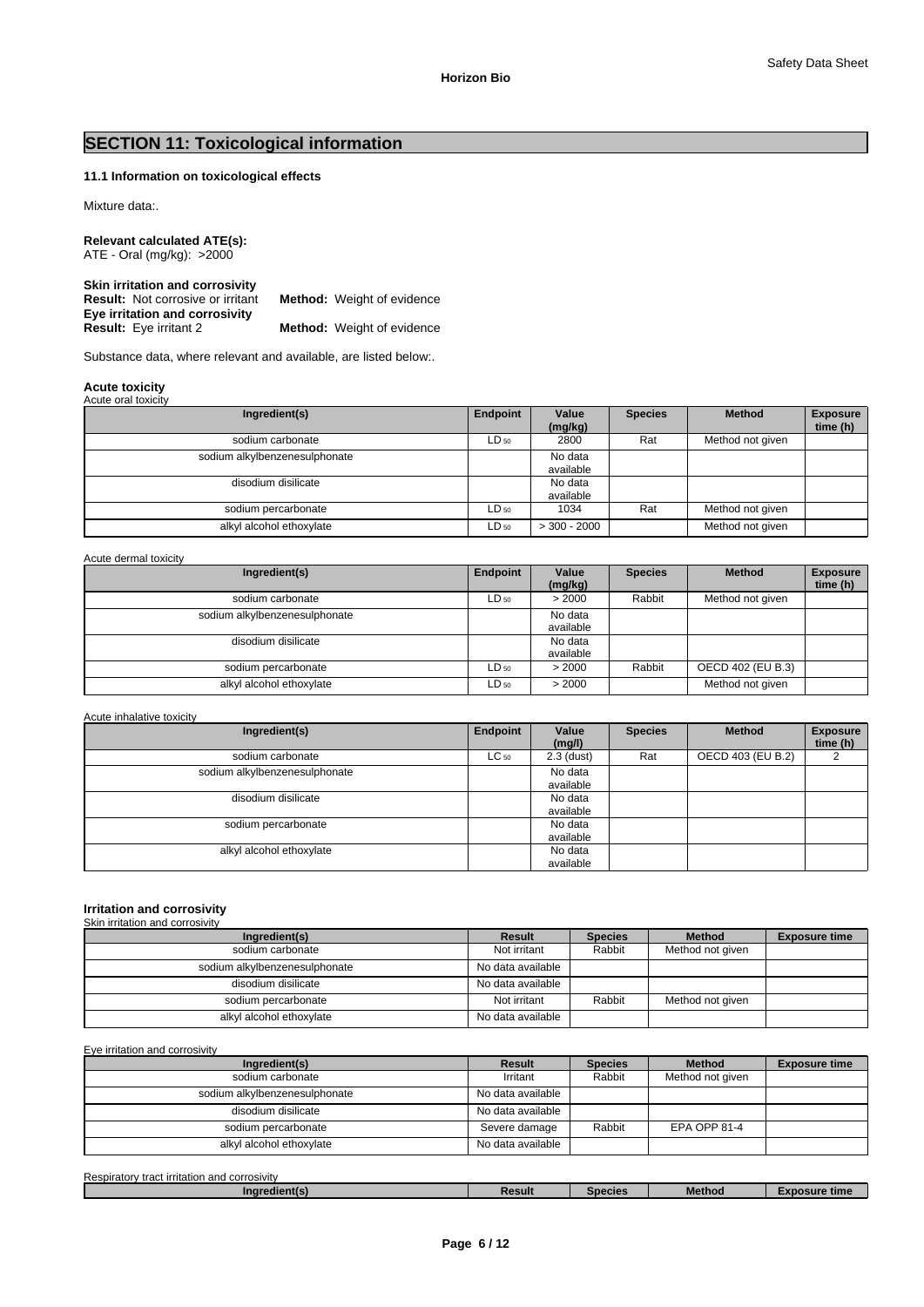## SECTION 11: Toxicological information

### 11.1 Information on toxicological effects

Mixture data:.

**Relevant calculated ATE(s):**
ATE - Oral (mg/kg): >2000

**Skin irritation and corrosivity**
**Result:** Not corrosive or irritant **Method:** Weight of evidence
**Eye irritation and corrosivity**
**Result:** Eye irritant 2 **Method:** Weight of evidence

Substance data, where relevant and available, are listed below:.

**Acute toxicity**
Acute oral toxicity

| Ingredient(s) | Endpoint | Value (mg/kg) | Species | Method | Exposure time (h) |
|---|---|---|---|---|---|
| sodium carbonate | $LD_{50}$ | 2800 | Rat | Method not given | |
| sodium alkylbenzenesulphonate | | No data available | | | |
| disodium disilicate | | No data available | | | |
| sodium percarbonate | $LD_{50}$ | 1034 | Rat | Method not given | |
| alkyl alcohol ethoxylate | $LD_{50}$ | > 300 - 2000 | | Method not given | |

Acute dermal toxicity

| Ingredient(s) | Endpoint | Value (mg/kg) | Species | Method | Exposure time (h) |
|---|---|---|---|---|---|
| sodium carbonate | $LD_{50}$ | > 2000 | Rabbit | Method not given | |
| sodium alkylbenzenesulphonate | | No data available | | | |
| disodium disilicate | | No data available | | | |
| sodium percarbonate | $LD_{50}$ | > 2000 | Rabbit | OECD 402 (EU B.3) | |
| alkyl alcohol ethoxylate | $LD_{50}$ | > 2000 | | Method not given | |

Acute inhalative toxicity

| Ingredient(s) | Endpoint | Value (mg/l) | Species | Method | Exposure time (h) |
|---|---|---|---|---|---|
| sodium carbonate | $LC_{50}$ | 2.3 (dust) | Rat | OECD 403 (EU B.2) | 2 |
| sodium alkylbenzenesulphonate | | No data available | | | |
| disodium disilicate | | No data available | | | |
| sodium percarbonate | | No data available | | | |
| alkyl alcohol ethoxylate | | No data available | | | |

**Irritation and corrosivity**
Skin irritation and corrosivity

| Ingredient(s) | Result | Species | Method | Exposure time |
|---|---|---|---|---|
| sodium carbonate | Not irritant | Rabbit | Method not given | |
| sodium alkylbenzenesulphonate | No data available | | | |
| disodium disilicate | No data available | | | |
| sodium percarbonate | Not irritant | Rabbit | Method not given | |
| alkyl alcohol ethoxylate | No data available | | | |

Eye irritation and corrosivity

| Ingredient(s) | Result | Species | Method | Exposure time |
|---|---|---|---|---|
| sodium carbonate | Irritant | Rabbit | Method not given | |
| sodium alkylbenzenesulphonate | No data available | | | |
| disodium disilicate | No data available | | | |
| sodium percarbonate | Severe damage | Rabbit | EPA OPP 81-4 | |
| alkyl alcohol ethoxylate | No data available | | | |

Respiratory tract irritation and corrosivity

| Ingredient(s) | Result | Species | Method | Exposure time |
|---|---|---|---|---|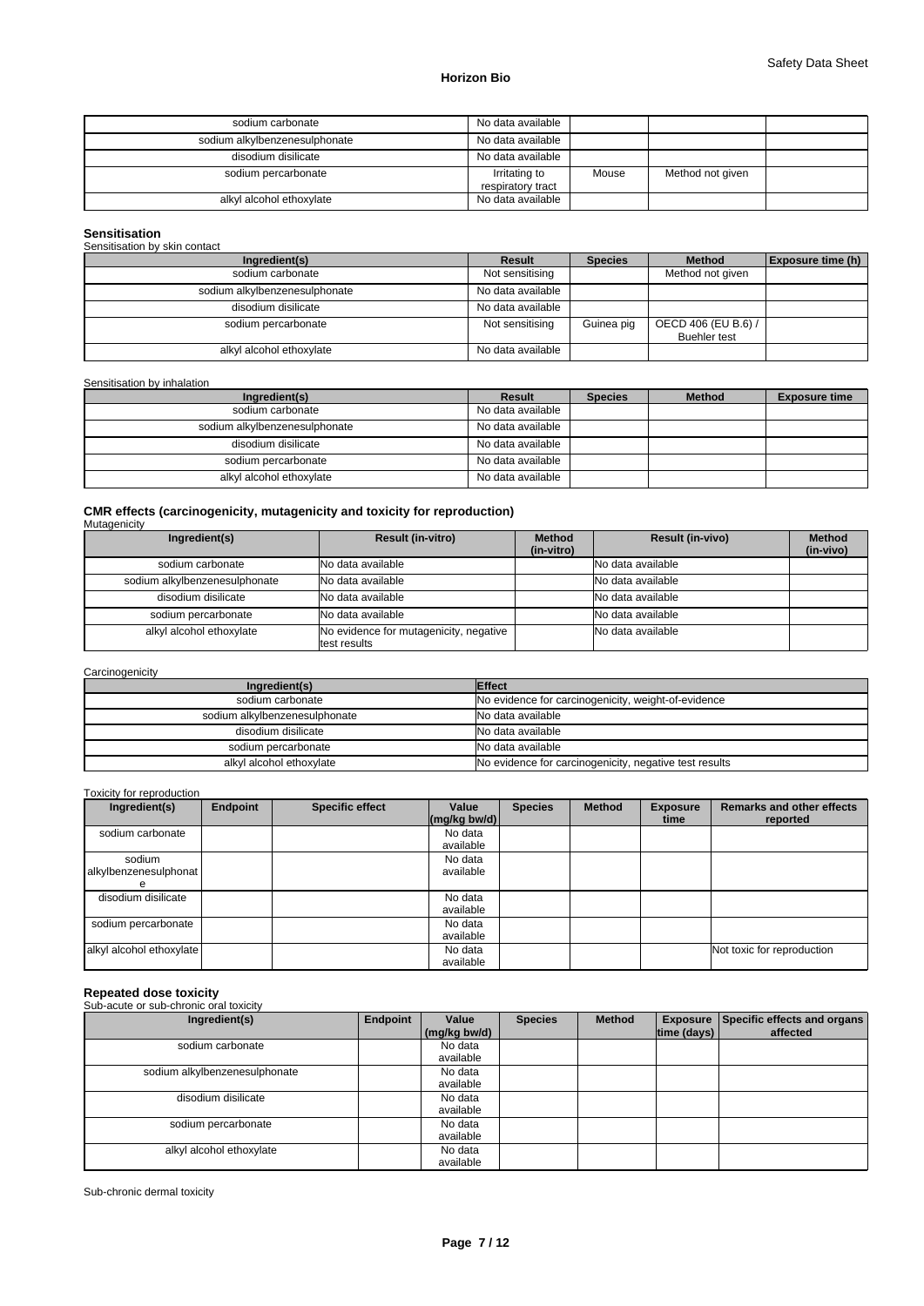| sodium carbonate | No data available | | | |
|---|---|---|---|---|
| sodium alkylbenzenesulphonate | No data available | | | |
| disodium disilicate | No data available | | | |
| sodium percarbonate | Irritating to respiratory tract | Mouse | Method not given | |
| alkyl alcohol ethoxylate | No data available | | | |

**Sensitisation**

Sensitisation by skin contact

| Ingredient(s) | Result | Species | Method | Exposure time (h) |
|---|---|---|---|---|
| sodium carbonate | Not sensitising | | Method not given | |
| sodium alkylbenzenesulphonate | No data available | | | |
| disodium disilicate | No data available | | | |
| sodium percarbonate | Not sensitising | Guinea pig | OECD 406 (EU B.6) / Buehler test | |
| alkyl alcohol ethoxylate | No data available | | | |

Sensitisation by inhalation

| Ingredient(s) | Result | Species | Method | Exposure time |
|---|---|---|---|---|
| sodium carbonate | No data available | | | |
| sodium alkylbenzenesulphonate | No data available | | | |
| disodium disilicate | No data available | | | |
| sodium percarbonate | No data available | | | |
| alkyl alcohol ethoxylate | No data available | | | |

**CMR effects (carcinogenicity, mutagenicity and toxicity for reproduction)**

Mutagenicity

| Ingredient(s) | Result (in-vitro) | Method (in-vitro) | Result (in-vivo) | Method (in-vivo) |
|---|---|---|---|---|
| sodium carbonate | No data available | | No data available | |
| sodium alkylbenzenesulphonate | No data available | | No data available | |
| disodium disilicate | No data available | | No data available | |
| sodium percarbonate | No data available | | No data available | |
| alkyl alcohol ethoxylate | No evidence for mutagenicity, negative test results | | No data available | |

Carcinogenicity

| Ingredient(s) | Effect |
|---|---|
| sodium carbonate | No evidence for carcinogenicity, weight-of-evidence |
| sodium alkylbenzenesulphonate | No data available |
| disodium disilicate | No data available |
| sodium percarbonate | No data available |
| alkyl alcohol ethoxylate | No evidence for carcinogenicity, negative test results |

Toxicity for reproduction

| Ingredient(s) | Endpoint | Specific effect | Value (mg/kg bw/d) | Species | Method | Exposure time | Remarks and other effects reported |
|---|---|---|---|---|---|---|---|
| sodium carbonate | | | No data available | | | | |
| sodium alkylbenzenesulphonate | | | No data available | | | | |
| disodium disilicate | | | No data available | | | | |
| sodium percarbonate | | | No data available | | | | |
| alkyl alcohol ethoxylate | | | No data available | | | | Not toxic for reproduction |

**Repeated dose toxicity**

Sub-acute or sub-chronic oral toxicity

| Ingredient(s) | Endpoint | Value (mg/kg bw/d) | Species | Method | Exposure time (days) | Specific effects and organs affected |
|---|---|---|---|---|---|---|
| sodium carbonate | | No data available | | | | |
| sodium alkylbenzenesulphonate | | No data available | | | | |
| disodium disilicate | | No data available | | | | |
| sodium percarbonate | | No data available | | | | |
| alkyl alcohol ethoxylate | | No data available | | | | |

Sub-chronic dermal toxicity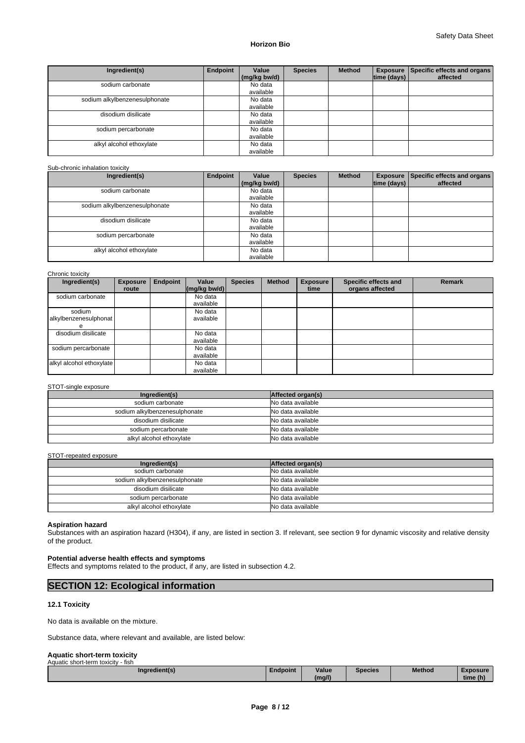| Ingredient(s) | Endpoint | Value (mg/kg bw/d) | Species | Method | Exposure time (days) | Specific effects and organs affected |
|---|---|---|---|---|---|---|
| sodium carbonate | | No data available | | | | |
| sodium alkylbenzenesulphonate | | No data available | | | | |
| disodium disilicate | | No data available | | | | |
| sodium percarbonate | | No data available | | | | |
| alkyl alcohol ethoxylate | | No data available | | | | |

Sub-chronic inhalation toxicity

| Ingredient(s) | Endpoint | Value (mg/kg bw/d) | Species | Method | Exposure time (days) | Specific effects and organs affected |
|---|---|---|---|---|---|---|
| sodium carbonate | | No data available | | | | |
| sodium alkylbenzenesulphonate | | No data available | | | | |
| disodium disilicate | | No data available | | | | |
| sodium percarbonate | | No data available | | | | |
| alkyl alcohol ethoxylate | | No data available | | | | |

Chronic toxicity

| Ingredient(s) | Exposure route | Endpoint | Value (mg/kg bw/d) | Species | Method | Exposure time | Specific effects and organs affected | Remark |
|---|---|---|---|---|---|---|---|---|
| sodium carbonate | | | No data available | | | | | |
| sodium alkylbenzenesulphonate | | | No data available | | | | | |
| disodium disilicate | | | No data available | | | | | |
| sodium percarbonate | | | No data available | | | | | |
| alkyl alcohol ethoxylate | | | No data available | | | | | |

STOT-single exposure

| Ingredient(s) | Affected organ(s) |
|---|---|
| sodium carbonate | No data available |
| sodium alkylbenzenesulphonate | No data available |
| disodium disilicate | No data available |
| sodium percarbonate | No data available |
| alkyl alcohol ethoxylate | No data available |

STOT-repeated exposure

| Ingredient(s) | Affected organ(s) |
|---|---|
| sodium carbonate | No data available |
| sodium alkylbenzenesulphonate | No data available |
| disodium disilicate | No data available |
| sodium percarbonate | No data available |
| alkyl alcohol ethoxylate | No data available |

**Aspiration hazard**

Substances with an aspiration hazard (H304), if any, are listed in section 3. If relevant, see section 9 for dynamic viscosity and relative density of the product.

**Potential adverse health effects and symptoms**

Effects and symptoms related to the product, if any, are listed in subsection 4.2.

## SECTION 12: Ecological information

### 12.1 Toxicity

No data is available on the mixture.

Substance data, where relevant and available, are listed below:

**Aquatic short-term toxicity**

Aquatic short-term toxicity - fish

| Ingredient(s) | Endpoint | Value (mg/l) | Species | Method | Exposure time (h) |
|---|---|---|---|---|---|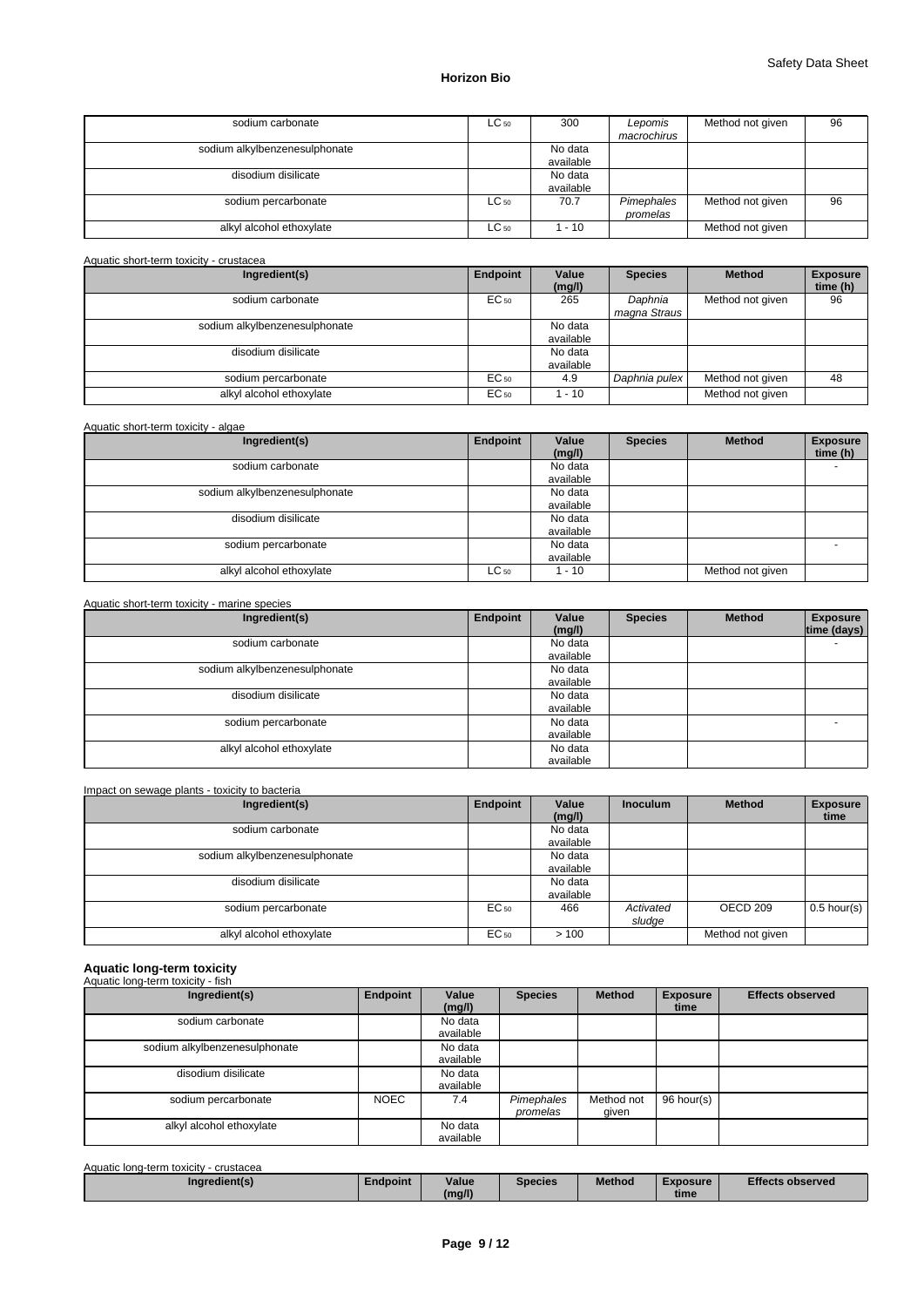| sodium carbonate | $LC_{50}$ | 300 | *Lepomis macrochirus* | Method not given | 96 |
|---|---|---|---|---|---|
| sodium alkylbenzenesulphonate | | No data available | | | |
| disodium disilicate | | No data available | | | |
| sodium percarbonate | $LC_{50}$ | 70.7 | *Pimephales promelas* | Method not given | 96 |
| alkyl alcohol ethoxylate | $LC_{50}$ | 1 - 10 | | Method not given | |

Aquatic short-term toxicity - crustacea

| Ingredient(s) | Endpoint | Value (mg/l) | Species | Method | Exposure time (h) |
|---|---|---|---|---|---|
| sodium carbonate | $EC_{50}$ | 265 | *Daphnia magna Straus* | Method not given | 96 |
| sodium alkylbenzenesulphonate | | No data available | | | |
| disodium disilicate | | No data available | | | |
| sodium percarbonate | $EC_{50}$ | 4.9 | *Daphnia pulex* | Method not given | 48 |
| alkyl alcohol ethoxylate | $EC_{50}$ | 1 - 10 | | Method not given | |

Aquatic short-term toxicity - algae

| Ingredient(s) | Endpoint | Value (mg/l) | Species | Method | Exposure time (h) |
|---|---|---|---|---|---|
| sodium carbonate | | No data available | | | - |
| sodium alkylbenzenesulphonate | | No data available | | | |
| disodium disilicate | | No data available | | | |
| sodium percarbonate | | No data available | | | - |
| alkyl alcohol ethoxylate | $LC_{50}$ | 1 - 10 | | Method not given | |

Aquatic short-term toxicity - marine species

| Ingredient(s) | Endpoint | Value (mg/l) | Species | Method | Exposure time (days) |
|---|---|---|---|---|---|
| sodium carbonate | | No data available | | | - |
| sodium alkylbenzenesulphonate | | No data available | | | |
| disodium disilicate | | No data available | | | |
| sodium percarbonate | | No data available | | | - |
| alkyl alcohol ethoxylate | | No data available | | | |

Impact on sewage plants - toxicity to bacteria

| Ingredient(s) | Endpoint | Value (mg/l) | Inoculum | Method | Exposure time |
|---|---|---|---|---|---|
| sodium carbonate | | No data available | | | |
| sodium alkylbenzenesulphonate | | No data available | | | |
| disodium disilicate | | No data available | | | |
| sodium percarbonate | $EC_{50}$ | 466 | *Activated sludge* | OECD 209 | 0.5 hour(s) |
| alkyl alcohol ethoxylate | $EC_{50}$ | > 100 | | Method not given | |

**Aquatic long-term toxicity**

Aquatic long-term toxicity - fish

| Ingredient(s) | Endpoint | Value (mg/l) | Species | Method | Exposure time | Effects observed |
|---|---|---|---|---|---|---|
| sodium carbonate | | No data available | | | | |
| sodium alkylbenzenesulphonate | | No data available | | | | |
| disodium disilicate | | No data available | | | | |
| sodium percarbonate | NOEC | 7.4 | *Pimephales promelas* | Method not given | 96 hour(s) | |
| alkyl alcohol ethoxylate | | No data available | | | | |

Aquatic long-term toxicity - crustacea

| Ingredient(s) | Endpoint | Value (mg/l) | Species | Method | Exposure time | Effects observed |
|---|---|---|---|---|---|---|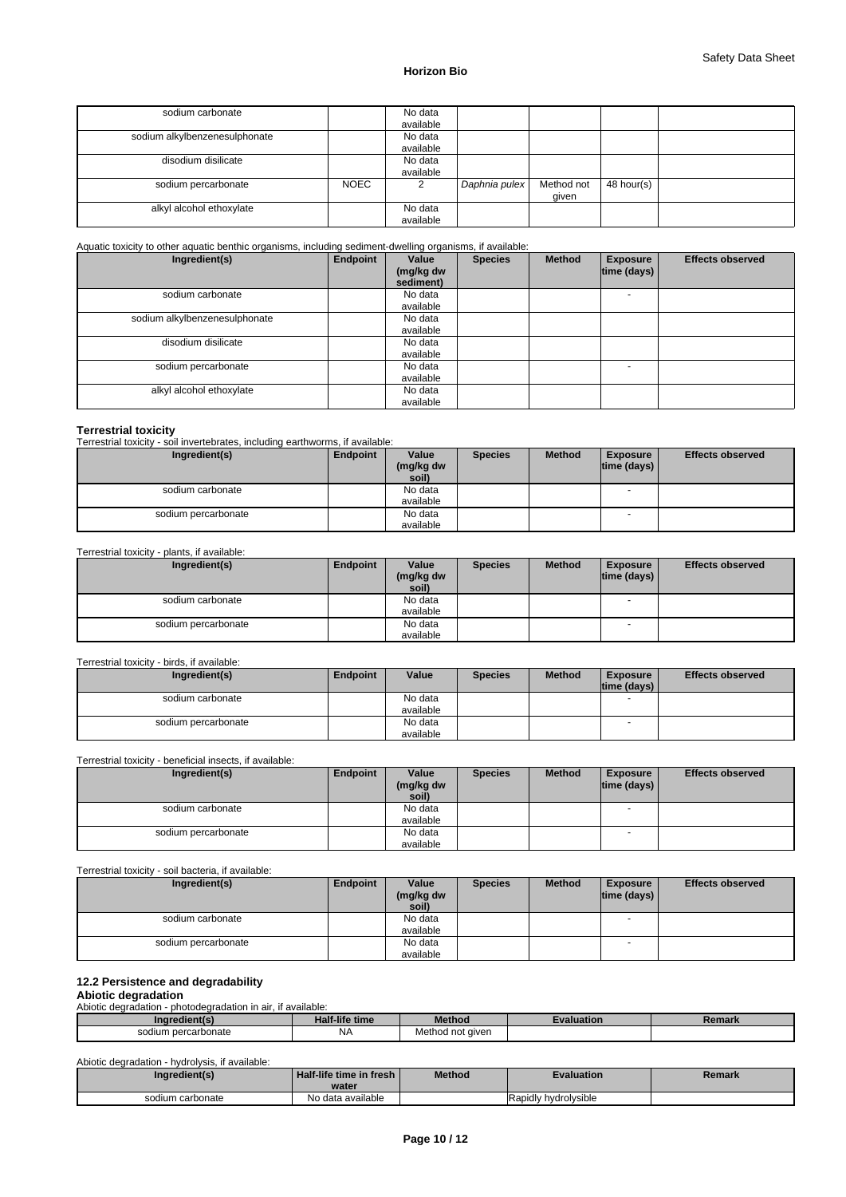| | | | | | | |
|---|---|---|---|---|---|---|
| sodium carbonate | | No data available | | | | |
| sodium alkylbenzenesulphonate | | No data available | | | | |
| disodium disilicate | | No data available | | | | |
| sodium percarbonate | NOEC | 2 | *Daphnia pulex* | Method not given | 48 hour(s) | |
| alkyl alcohol ethoxylate | | No data available | | | | |

Aquatic toxicity to other aquatic benthic organisms, including sediment-dwelling organisms, if available:

| Ingredient(s) | Endpoint | Value (mg/kg dw sediment) | Species | Method | Exposure time (days) | Effects observed |
|---|---|---|---|---|---|---|
| sodium carbonate | | No data available | | | - | |
| sodium alkylbenzenesulphonate | | No data available | | | | |
| disodium disilicate | | No data available | | | | |
| sodium percarbonate | | No data available | | | - | |
| alkyl alcohol ethoxylate | | No data available | | | | |

**Terrestrial toxicity**

Terrestrial toxicity - soil invertebrates, including earthworms, if available:

| Ingredient(s) | Endpoint | Value (mg/kg dw soil) | Species | Method | Exposure time (days) | Effects observed |
|---|---|---|---|---|---|---|
| sodium carbonate | | No data available | | | - | |
| sodium percarbonate | | No data available | | | - | |

Terrestrial toxicity - plants, if available:

| Ingredient(s) | Endpoint | Value (mg/kg dw soil) | Species | Method | Exposure time (days) | Effects observed |
|---|---|---|---|---|---|---|
| sodium carbonate | | No data available | | | - | |
| sodium percarbonate | | No data available | | | - | |

Terrestrial toxicity - birds, if available:

| Ingredient(s) | Endpoint | Value | Species | Method | Exposure time (days) | Effects observed |
|---|---|---|---|---|---|---|
| sodium carbonate | | No data available | | | - | |
| sodium percarbonate | | No data available | | | - | |

Terrestrial toxicity - beneficial insects, if available:

| Ingredient(s) | Endpoint | Value (mg/kg dw soil) | Species | Method | Exposure time (days) | Effects observed |
|---|---|---|---|---|---|---|
| sodium carbonate | | No data available | | | - | |
| sodium percarbonate | | No data available | | | - | |

Terrestrial toxicity - soil bacteria, if available:

| Ingredient(s) | Endpoint | Value (mg/kg dw soil) | Species | Method | Exposure time (days) | Effects observed |
|---|---|---|---|---|---|---|
| sodium carbonate | | No data available | | | - | |
| sodium percarbonate | | No data available | | | - | |

### 12.2 Persistence and degradability

**Abiotic degradation**

Abiotic degradation - photodegradation in air, if available:

| Ingredient(s) | Half-life time | Method | Evaluation | Remark |
|---|---|---|---|---|
| sodium percarbonate | NA | Method not given | | |

Abiotic degradation - hydrolysis, if available:

| Ingredient(s) | Half-life time in fresh water | Method | Evaluation | Remark |
|---|---|---|---|---|
| sodium carbonate | No data available | | Rapidly hydrolysible | |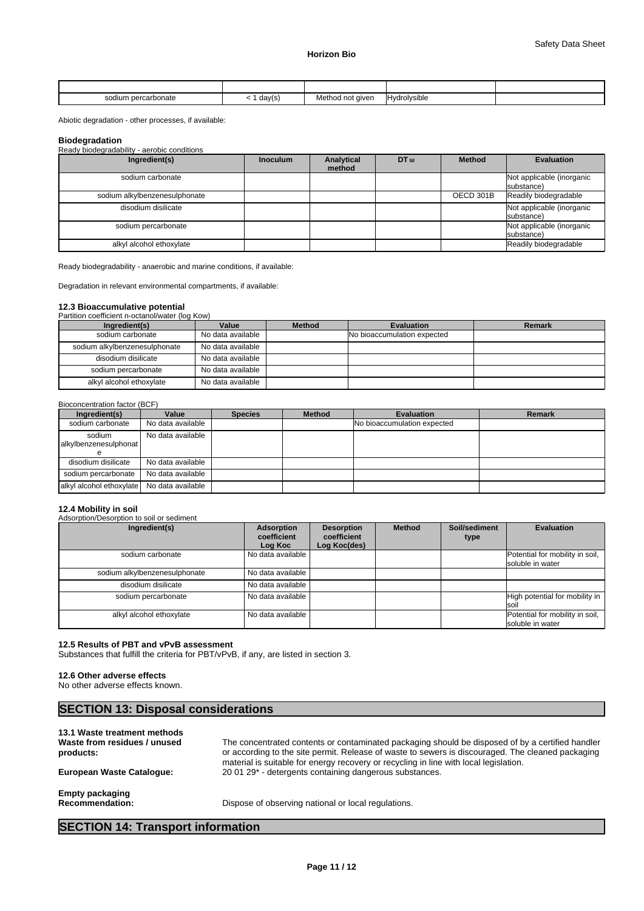| | | | | |
|---|---|---|---|---|
| sodium percarbonate | < 1 day(s) | Method not given | Hydrolysible | |

Abiotic degradation - other processes, if available:

**Biodegradation**

Ready biodegradability - aerobic conditions

| Ingredient(s) | Inoculum | Analytical method | $DT_{50}$ | Method | Evaluation |
|---|---|---|---|---|---|
| sodium carbonate | | | | | Not applicable (inorganic substance) |
| sodium alkylbenzenesulphonate | | | | OECD 301B | Readily biodegradable |
| disodium disilicate | | | | | Not applicable (inorganic substance) |
| sodium percarbonate | | | | | Not applicable (inorganic substance) |
| alkyl alcohol ethoxylate | | | | | Readily biodegradable |

Ready biodegradability - anaerobic and marine conditions, if available:

Degradation in relevant environmental compartments, if available:

### 12.3 Bioaccumulative potential

Partition coefficient n-octanol/water (log Kow)

| Ingredient(s) | Value | Method | Evaluation | Remark |
|---|---|---|---|---|
| sodium carbonate | No data available | | No bioaccumulation expected | |
| sodium alkylbenzenesulphonate | No data available | | | |
| disodium disilicate | No data available | | | |
| sodium percarbonate | No data available | | | |
| alkyl alcohol ethoxylate | No data available | | | |

Bioconcentration factor (BCF)

| Ingredient(s) | Value | Species | Method | Evaluation | Remark |
|---|---|---|---|---|---|
| sodium carbonate | No data available | | | No bioaccumulation expected | |
| sodium alkylbenzenesulphonate | No data available | | | | |
| disodium disilicate | No data available | | | | |
| sodium percarbonate | No data available | | | | |
| alkyl alcohol ethoxylate | No data available | | | | |

### 12.4 Mobility in soil

Adsorption/Desorption to soil or sediment

| Ingredient(s) | Adsorption coefficient Log Koc | Desorption coefficient Log Koc(des) | Method | Soil/sediment type | Evaluation |
|---|---|---|---|---|---|
| sodium carbonate | No data available | | | | Potential for mobility in soil, soluble in water |
| sodium alkylbenzenesulphonate | No data available | | | | |
| disodium disilicate | No data available | | | | |
| sodium percarbonate | No data available | | | | High potential for mobility in soil |
| alkyl alcohol ethoxylate | No data available | | | | Potential for mobility in soil, soluble in water |

### 12.5 Results of PBT and vPvB assessment

Substances that fulfill the criteria for PBT/vPvB, if any, are listed in section 3.

### 12.6 Other adverse effects

No other adverse effects known.

## SECTION 13: Disposal considerations

### 13.1 Waste treatment methods

**Waste from residues / unused products:** The concentrated contents or contaminated packaging should be disposed of by a certified handler or according to the site permit. Release of waste to sewers is discouraged. The cleaned packaging material is suitable for energy recovery or recycling in line with local legislation.

**European Waste Catalogue:** 20 01 29* - detergents containing dangerous substances.

**Empty packaging**

**Recommendation:** Dispose of observing national or local regulations.

## SECTION 14: Transport information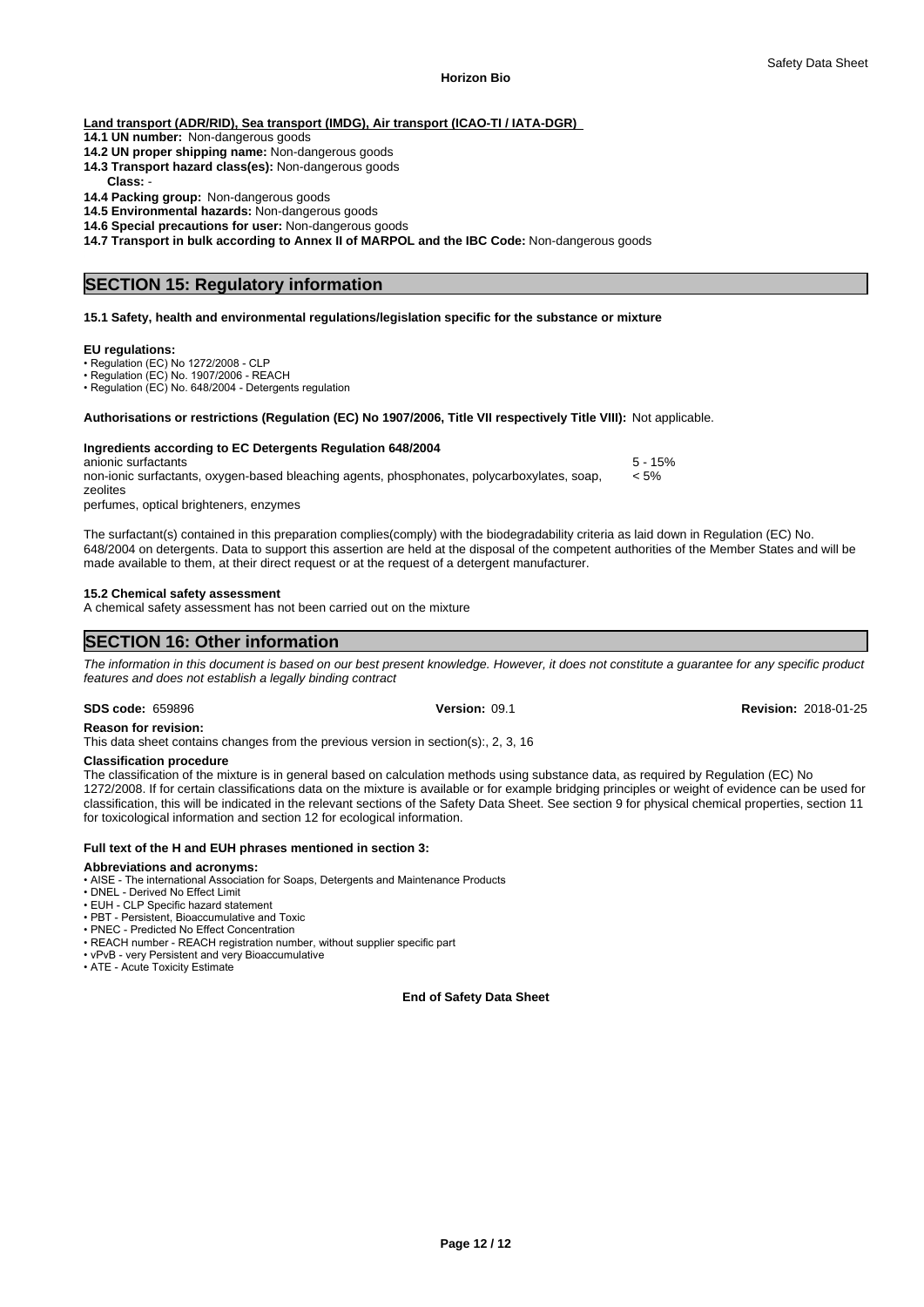**Land transport (ADR/RID), Sea transport (IMDG), Air transport (ICAO-TI / IATA-DGR)**

**14.1 UN number:** Non-dangerous goods
**14.2 UN proper shipping name:** Non-dangerous goods
**14.3 Transport hazard class(es):** Non-dangerous goods
**Class:** -
**14.4 Packing group:** Non-dangerous goods
**14.5 Environmental hazards:** Non-dangerous goods
**14.6 Special precautions for user:** Non-dangerous goods
**14.7 Transport in bulk according to Annex II of MARPOL and the IBC Code:** Non-dangerous goods

## SECTION 15: Regulatory information

**15.1 Safety, health and environmental regulations/legislation specific for the substance or mixture**

**EU regulations:**

- Regulation (EC) No 1272/2008 - CLP
- Regulation (EC) No. 1907/2006 - REACH
- Regulation (EC) No. 648/2004 - Detergents regulation

**Authorisations or restrictions (Regulation (EC) No 1907/2006, Title VII respectively Title VIII):** Not applicable.

**Ingredients according to EC Detergents Regulation 648/2004**

| | |
|---|---|
| anionic surfactants | 5 - 15% |
| non-ionic surfactants, oxygen-based bleaching agents, phosphonates, polycarboxylates, soap, zeolites | < 5% |
| perfumes, optical brighteners, enzymes | |

The surfactant(s) contained in this preparation complies(comply) with the biodegradability criteria as laid down in Regulation (EC) No. 648/2004 on detergents. Data to support this assertion are held at the disposal of the competent authorities of the Member States and will be made available to them, at their direct request or at the request of a detergent manufacturer.

**15.2 Chemical safety assessment**

A chemical safety assessment has not been carried out on the mixture

## SECTION 16: Other information

*The information in this document is based on our best present knowledge. However, it does not constitute a guarantee for any specific product features and does not establish a legally binding contract*

**SDS code:** 659896 **Version:** 09.1 **Revision:** 2018-01-25

**Reason for revision:**

This data sheet contains changes from the previous version in section(s):, 2, 3, 16

**Classification procedure**

The classification of the mixture is in general based on calculation methods using substance data, as required by Regulation (EC) No 1272/2008. If for certain classifications data on the mixture is available or for example bridging principles or weight of evidence can be used for classification, this will be indicated in the relevant sections of the Safety Data Sheet. See section 9 for physical chemical properties, section 11 for toxicological information and section 12 for ecological information.

**Full text of the H and EUH phrases mentioned in section 3:**

**Abbreviations and acronyms:**

- AISE - The international Association for Soaps, Detergents and Maintenance Products
- DNEL - Derived No Effect Limit
- EUH - CLP Specific hazard statement
- PBT - Persistent, Bioaccumulative and Toxic
- PNEC - Predicted No Effect Concentration
- REACH number - REACH registration number, without supplier specific part
- vPvB - very Persistent and very Bioaccumulative
- ATE - Acute Toxicity Estimate

**End of Safety Data Sheet**